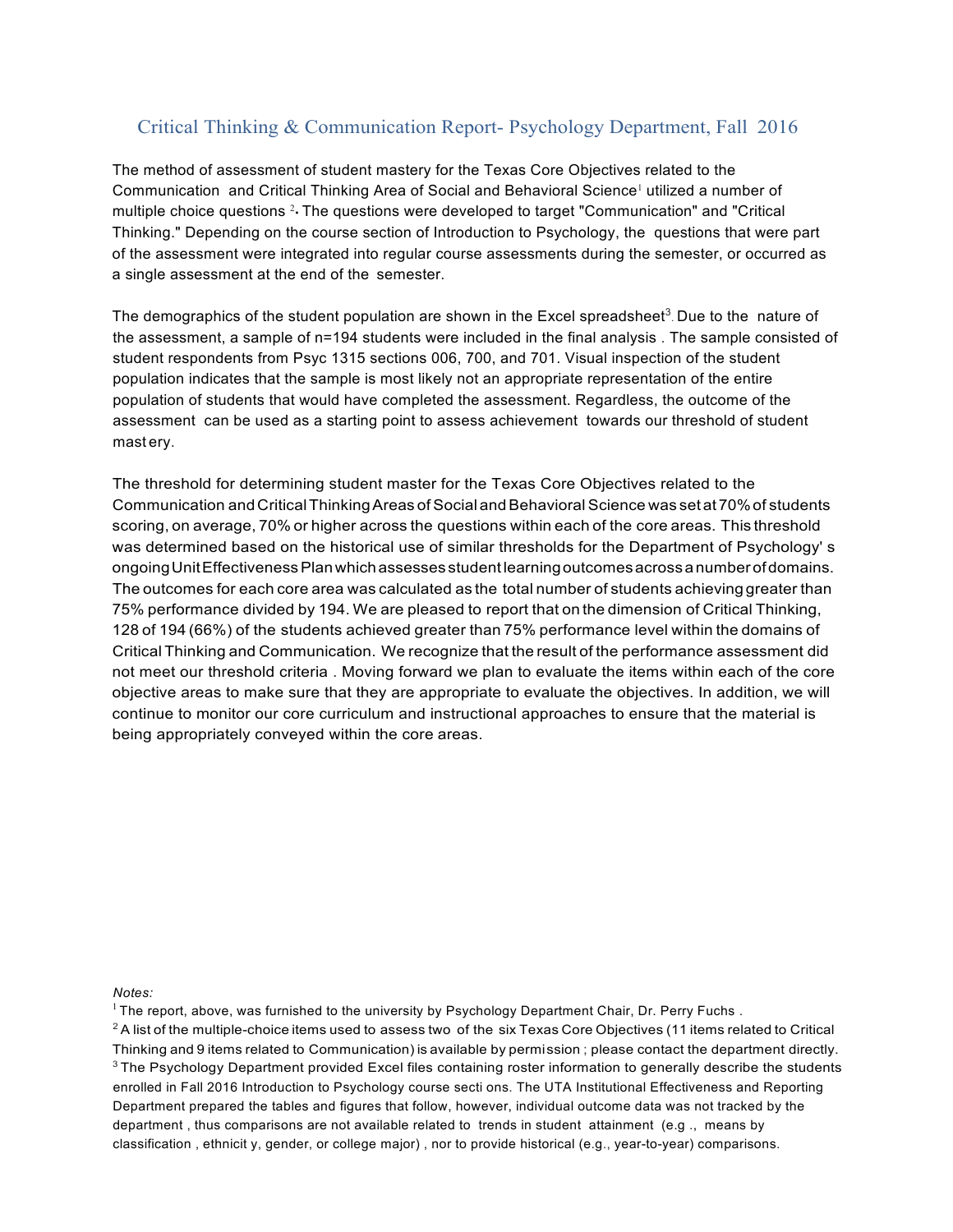# Critical Thinking & Communication Report- Psychology Department, Fall 2016

The method of assessment of student mastery for the Texas Core Objectives related to the Communication and Critical Thinking Area of Social and Behavioral Science[1] utilized a number of multiple choice questions [2]. The questions were developed to target "Communication" and "Critical Thinking." Depending on the course section of Introduction to Psychology, the questions that were part of the assessment were integrated into regular course assessments during the semester, or occurred as a single assessment at the end of the semester.

The demographics of the student population are shown in the Excel spreadsheet[3]. Due to the nature of the assessment, a sample of n=194 students were included in the final analysis . The sample consisted of student respondents from Psyc 1315 sections 006, 700, and 701. Visual inspection of the student population indicates that the sample is most likely not an appropriate representation of the entire population of students that would have completed the assessment. Regardless, the outcome of the assessment can be used as a starting point to assess achievement towards our threshold of student mastery.

The threshold for determining student master for the Texas Core Objectives related to the Communication and Critical Thinking Areas of Social and Behavioral Science was set at 70% of students scoring, on average, 70% or higher across the questions within each of the core areas. This threshold was determined based on the historical use of similar thresholds for the Department of Psychology's ongoing Unit Effectiveness Plan which assesses student learning outcomes across a number of domains. The outcomes for each core area was calculated as the total number of students achieving greater than 75% performance divided by 194. We are pleased to report that on the dimension of Critical Thinking, 128 of 194 (66%) of the students achieved greater than 75% performance level within the domains of Critical Thinking and Communication. We recognize that the result of the performance assessment did not meet our threshold criteria . Moving forward we plan to evaluate the items within each of the core objective areas to make sure that they are appropriate to evaluate the objectives. In addition, we will continue to monitor our core curriculum and instructional approaches to ensure that the material is being appropriately conveyed within the core areas.

*Notes:*

[1] The report, above, was furnished to the university by Psychology Department Chair, Dr. Perry Fuchs .

[2] A list of the multiple-choice items used to assess two of the six Texas Core Objectives (11 items related to Critical Thinking and 9 items related to Communication) is available by permission ; please contact the department directly.

[3] The Psychology Department provided Excel files containing roster information to generally describe the students enrolled in Fall 2016 Introduction to Psychology course sections. The UTA Institutional Effectiveness and Reporting Department prepared the tables and figures that follow, however, individual outcome data was not tracked by the department , thus comparisons are not available related to trends in student attainment (e.g ., means by classification , ethnicity, gender, or college major) , nor to provide historical (e.g., year-to-year) comparisons.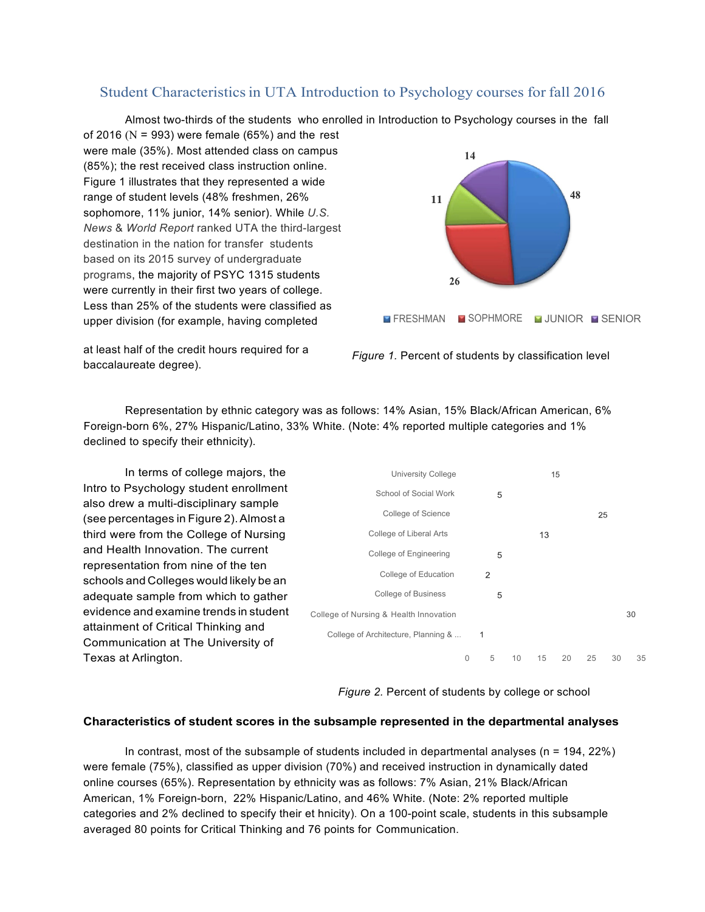## Student Characteristics in UTA Introduction to Psychology courses for fall 2016

Almost two-thirds of the students who enrolled in Introduction to Psychology courses in the fall of 2016 (N = 993) were female (65%) and the rest were male (35%). Most attended class on campus (85%); the rest received class instruction online. Figure 1 illustrates that they represented a wide range of student levels (48% freshmen, 26% sophomore, 11% junior, 14% senior). While *U.S. News* & *World Report* ranked UTA the third-largest destination in the nation for transfer students based on its 2015 survey of undergraduate programs, the majority of PSYC 1315 students were currently in their first two years of college. Less than 25% of the students were classified as upper division (for example, having completed at least half of the credit hours required for a baccalaureate degree).

14
11
48
26

FRESHMAN SOPHOMORE JUNIOR SENIOR

*Figure 1.* Percent of students by classification level

Representation by ethnic category was as follows: 14% Asian, 15% Black/African American, 6% Foreign-born 6%, 27% Hispanic/Latino, 33% White. (Note: 4% reported multiple categories and 1% declined to specify their ethnicity).

In terms of college majors, the Intro to Psychology student enrollment also drew a multi-disciplinary sample (see percentages in Figure 2). Almost a third were from the College of Nursing and Health Innovation. The current representation from nine of the ten schools and Colleges would likely be an adequate sample from which to gather evidence and examine trends in student attainment of Critical Thinking and Communication at The University of Texas at Arlington.

University College 15
School of Social Work 5
College of Science 25
College of Liberal Arts 13
College of Engineering 5
College of Education 2
College of Business 5
College of Nursing & Health Innovation 30
College of Architecture, Planning & ... 1

0 5 10 15 20 25 30 35

*Figure 2.* Percent of students by college or school

**Characteristics of student scores in the subsample represented in the departmental analyses**

In contrast, most of the subsample of students included in departmental analyses (n = 194, 22%) were female (75%), classified as upper division (70%) and received instruction in dynamically dated online courses (65%). Representation by ethnicity was as follows: 7% Asian, 21% Black/African American, 1% Foreign-born, 22% Hispanic/Latino, and 46% White. (Note: 2% reported multiple categories and 2% declined to specify their et hnicity). On a 100-point scale, students in this subsample averaged 80 points for Critical Thinking and 76 points for Communication.